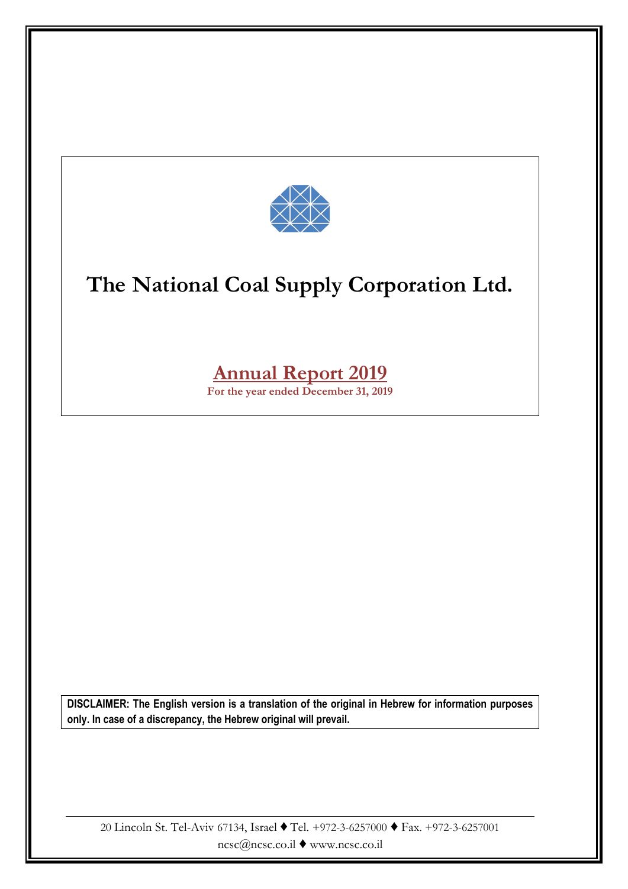# The National Coal Supply Corporation Ltd.

## Annual Report 2019

**For the year ended December 31, 2019**

**DISCLAIMER: The English version is a translation of the original in Hebrew for information purposes only. In case of a discrepancy, the Hebrew original will prevail.**

20 Lincoln St. Tel-Aviv 67134, Israel ♦ Tel. +972-3-6257000 ♦ Fax. +972-3-6257001
ncsc@ncsc.co.il ♦ www.ncsc.co.il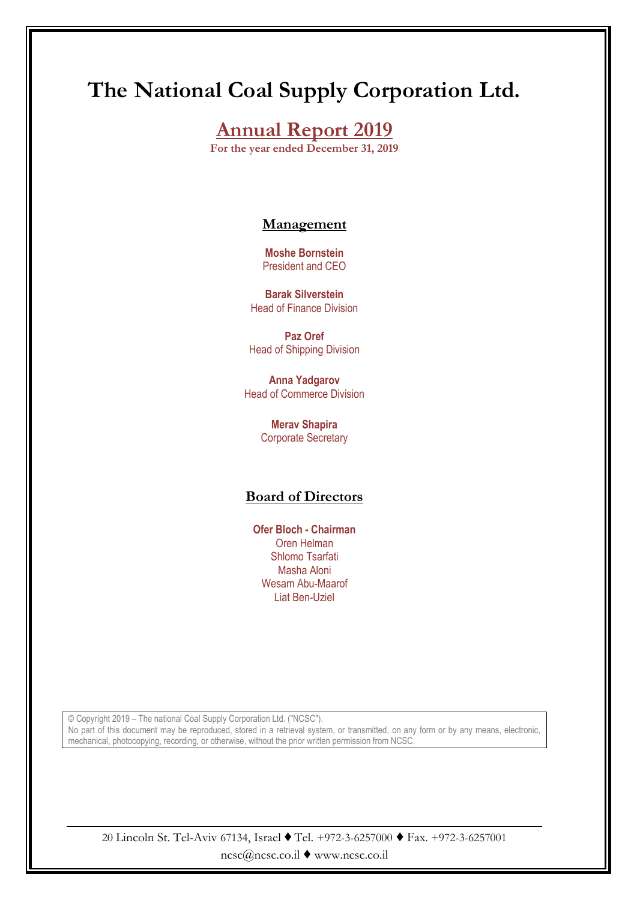# The National Coal Supply Corporation Ltd.

## Annual Report 2019

**For the year ended December 31, 2019**

### Management

**Moshe Bornstein**
President and CEO

**Barak Silverstein**
Head of Finance Division

**Paz Oref**
Head of Shipping Division

**Anna Yadgarov**
Head of Commerce Division

**Merav Shapira**
Corporate Secretary

### Board of Directors

**Ofer Bloch - Chairman**
Oren Helman
Shlomo Tsarfati
Masha Aloni
Wesam Abu-Maarof
Liat Ben-Uziel

© Copyright 2019 – The national Coal Supply Corporation Ltd. ("NCSC").
No part of this document may be reproduced, stored in a retrieval system, or transmitted, on any form or by any means, electronic, mechanical, photocopying, recording, or otherwise, without the prior written permission from NCSC.

20 Lincoln St. Tel-Aviv 67134, Israel ♦ Tel. +972-3-6257000 ♦ Fax. +972-3-6257001
ncsc@ncsc.co.il ♦ www.ncsc.co.il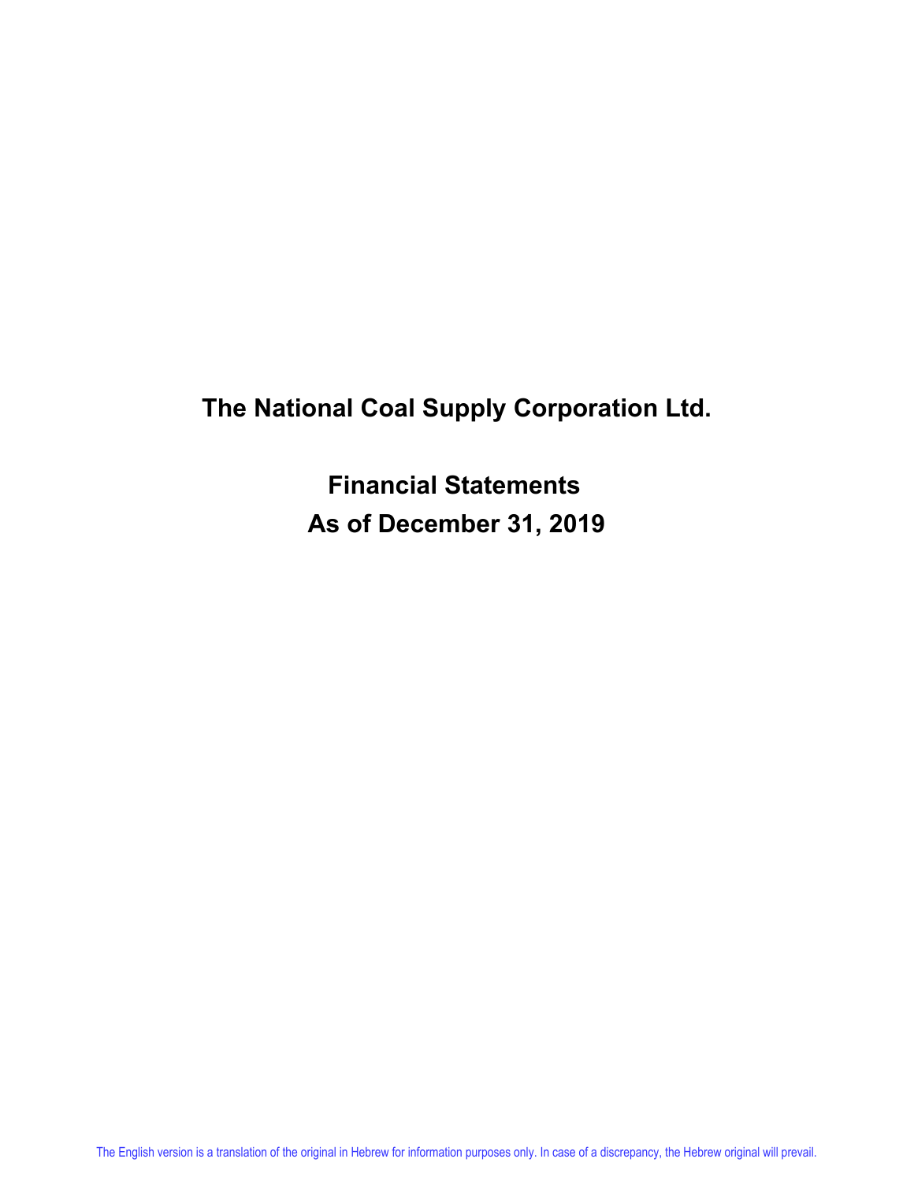# The National Coal Supply Corporation Ltd.

## Financial Statements

## As of December 31, 2019

The English version is a translation of the original in Hebrew for information purposes only. In case of a discrepancy, the Hebrew original will prevail.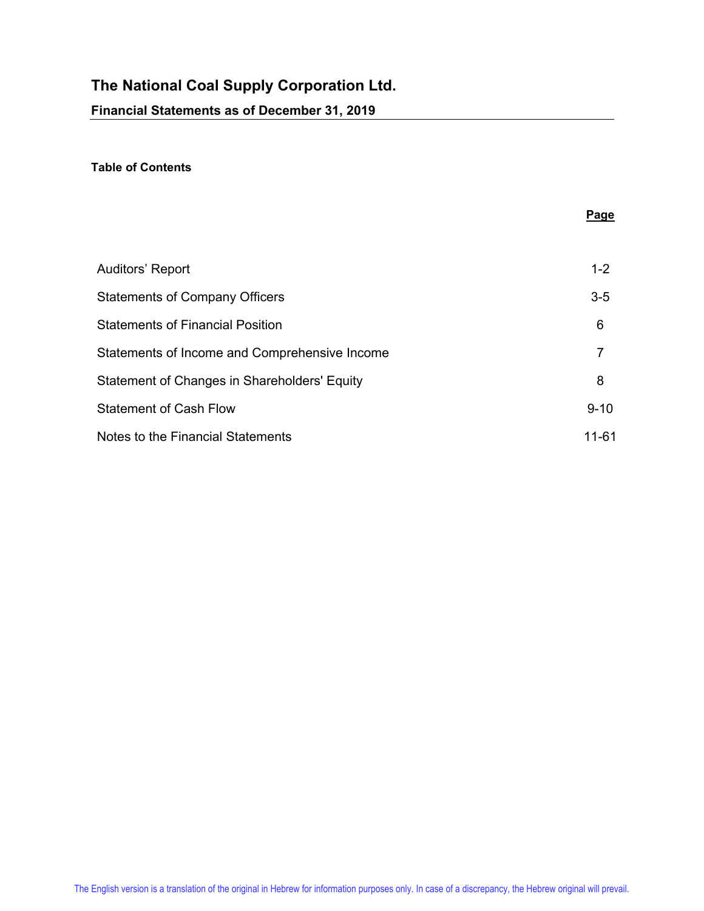# The National Coal Supply Corporation Ltd.

## Financial Statements as of December 31, 2019

### Table of Contents

| | Page |
|---|---|
| Auditors' Report | 1-2 |
| Statements of Company Officers | 3-5 |
| Statements of Financial Position | 6 |
| Statements of Income and Comprehensive Income | 7 |
| Statement of Changes in Shareholders' Equity | 8 |
| Statement of Cash Flow | 9-10 |
| Notes to the Financial Statements | 11-61 |

The English version is a translation of the original in Hebrew for information purposes only. In case of a discrepancy, the Hebrew original will prevail.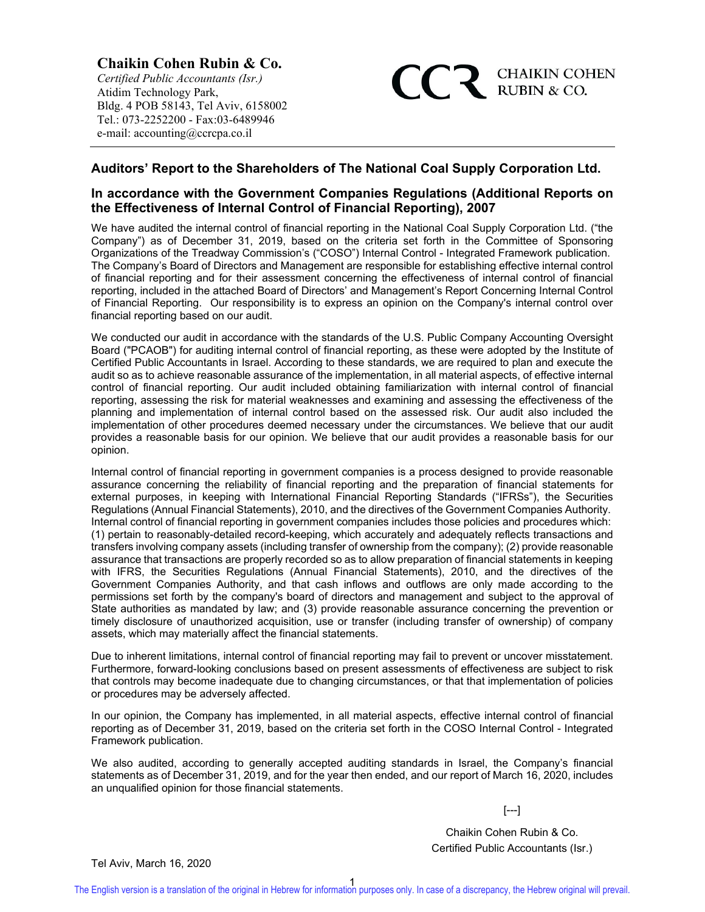**Chaikin Cohen Rubin & Co.**
*Certified Public Accountants (Isr.)*
Atidim Technology Park,
Bldg. 4 POB 58143, Tel Aviv, 6158002
Tel.: 073-2252200 - Fax:03-6489946
e-mail: accounting@ccrcpa.co.il

CCR CHAIKIN COHEN RUBIN & CO.

## Auditors' Report to the Shareholders of The National Coal Supply Corporation Ltd.

## In accordance with the Government Companies Regulations (Additional Reports on the Effectiveness of Internal Control of Financial Reporting), 2007

We have audited the internal control of financial reporting in the National Coal Supply Corporation Ltd. ("the Company") as of December 31, 2019, based on the criteria set forth in the Committee of Sponsoring Organizations of the Treadway Commission's ("COSO") Internal Control - Integrated Framework publication. The Company's Board of Directors and Management are responsible for establishing effective internal control of financial reporting and for their assessment concerning the effectiveness of internal control of financial reporting, included in the attached Board of Directors' and Management's Report Concerning Internal Control of Financial Reporting. Our responsibility is to express an opinion on the Company's internal control over financial reporting based on our audit.

We conducted our audit in accordance with the standards of the U.S. Public Company Accounting Oversight Board ("PCAOB") for auditing internal control of financial reporting, as these were adopted by the Institute of Certified Public Accountants in Israel. According to these standards, we are required to plan and execute the audit so as to achieve reasonable assurance of the implementation, in all material aspects, of effective internal control of financial reporting. Our audit included obtaining familiarization with internal control of financial reporting, assessing the risk for material weaknesses and examining and assessing the effectiveness of the planning and implementation of internal control based on the assessed risk. Our audit also included the implementation of other procedures deemed necessary under the circumstances. We believe that our audit provides a reasonable basis for our opinion. We believe that our audit provides a reasonable basis for our opinion.

Internal control of financial reporting in government companies is a process designed to provide reasonable assurance concerning the reliability of financial reporting and the preparation of financial statements for external purposes, in keeping with International Financial Reporting Standards ("IFRSs"), the Securities Regulations (Annual Financial Statements), 2010, and the directives of the Government Companies Authority. Internal control of financial reporting in government companies includes those policies and procedures which: (1) pertain to reasonably-detailed record-keeping, which accurately and adequately reflects transactions and transfers involving company assets (including transfer of ownership from the company); (2) provide reasonable assurance that transactions are properly recorded so as to allow preparation of financial statements in keeping with IFRS, the Securities Regulations (Annual Financial Statements), 2010, and the directives of the Government Companies Authority, and that cash inflows and outflows are only made according to the permissions set forth by the company's board of directors and management and subject to the approval of State authorities as mandated by law; and (3) provide reasonable assurance concerning the prevention or timely disclosure of unauthorized acquisition, use or transfer (including transfer of ownership) of company assets, which may materially affect the financial statements.

Due to inherent limitations, internal control of financial reporting may fail to prevent or uncover misstatement. Furthermore, forward-looking conclusions based on present assessments of effectiveness are subject to risk that controls may become inadequate due to changing circumstances, or that that implementation of policies or procedures may be adversely affected.

In our opinion, the Company has implemented, in all material aspects, effective internal control of financial reporting as of December 31, 2019, based on the criteria set forth in the COSO Internal Control - Integrated Framework publication.

We also audited, according to generally accepted auditing standards in Israel, the Company's financial statements as of December 31, 2019, and for the year then ended, and our report of March 16, 2020, includes an unqualified opinion for those financial statements.

[---]

Chaikin Cohen Rubin & Co.
Certified Public Accountants (Isr.)

Tel Aviv, March 16, 2020

The English version is a translation of the original in Hebrew for information purposes only. In case of a discrepancy, the Hebrew original will prevail.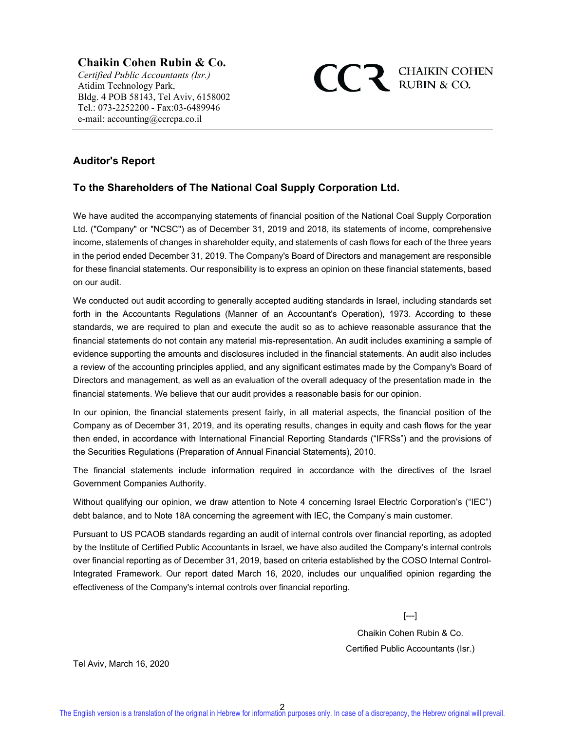**Chaikin Cohen Rubin & Co.**
*Certified Public Accountants (Isr.)*
Atidim Technology Park,
Bldg. 4 POB 58143, Tel Aviv, 6158002
Tel.: 073-2252200 - Fax:03-6489946
e-mail: accounting@ccrcpa.co.il

CCR CHAIKIN COHEN RUBIN & CO.

## Auditor's Report

## To the Shareholders of The National Coal Supply Corporation Ltd.

We have audited the accompanying statements of financial position of the National Coal Supply Corporation Ltd. ("Company" or "NCSC") as of December 31, 2019 and 2018, its statements of income, comprehensive income, statements of changes in shareholder equity, and statements of cash flows for each of the three years in the period ended December 31, 2019. The Company's Board of Directors and management are responsible for these financial statements. Our responsibility is to express an opinion on these financial statements, based on our audit.

We conducted out audit according to generally accepted auditing standards in Israel, including standards set forth in the Accountants Regulations (Manner of an Accountant's Operation), 1973. According to these standards, we are required to plan and execute the audit so as to achieve reasonable assurance that the financial statements do not contain any material mis-representation. An audit includes examining a sample of evidence supporting the amounts and disclosures included in the financial statements. An audit also includes a review of the accounting principles applied, and any significant estimates made by the Company's Board of Directors and management, as well as an evaluation of the overall adequacy of the presentation made in the financial statements. We believe that our audit provides a reasonable basis for our opinion.

In our opinion, the financial statements present fairly, in all material aspects, the financial position of the Company as of December 31, 2019, and its operating results, changes in equity and cash flows for the year then ended, in accordance with International Financial Reporting Standards ("IFRSs") and the provisions of the Securities Regulations (Preparation of Annual Financial Statements), 2010.

The financial statements include information required in accordance with the directives of the Israel Government Companies Authority.

Without qualifying our opinion, we draw attention to Note 4 concerning Israel Electric Corporation's ("IEC") debt balance, and to Note 18A concerning the agreement with IEC, the Company's main customer.

Pursuant to US PCAOB standards regarding an audit of internal controls over financial reporting, as adopted by the Institute of Certified Public Accountants in Israel, we have also audited the Company's internal controls over financial reporting as of December 31, 2019, based on criteria established by the COSO Internal Control-Integrated Framework. Our report dated March 16, 2020, includes our unqualified opinion regarding the effectiveness of the Company's internal controls over financial reporting.

[---]

Chaikin Cohen Rubin & Co.
Certified Public Accountants (Isr.)

Tel Aviv, March 16, 2020

The English version is a translation of the original in Hebrew for information purposes only. In case of a discrepancy, the Hebrew original will prevail.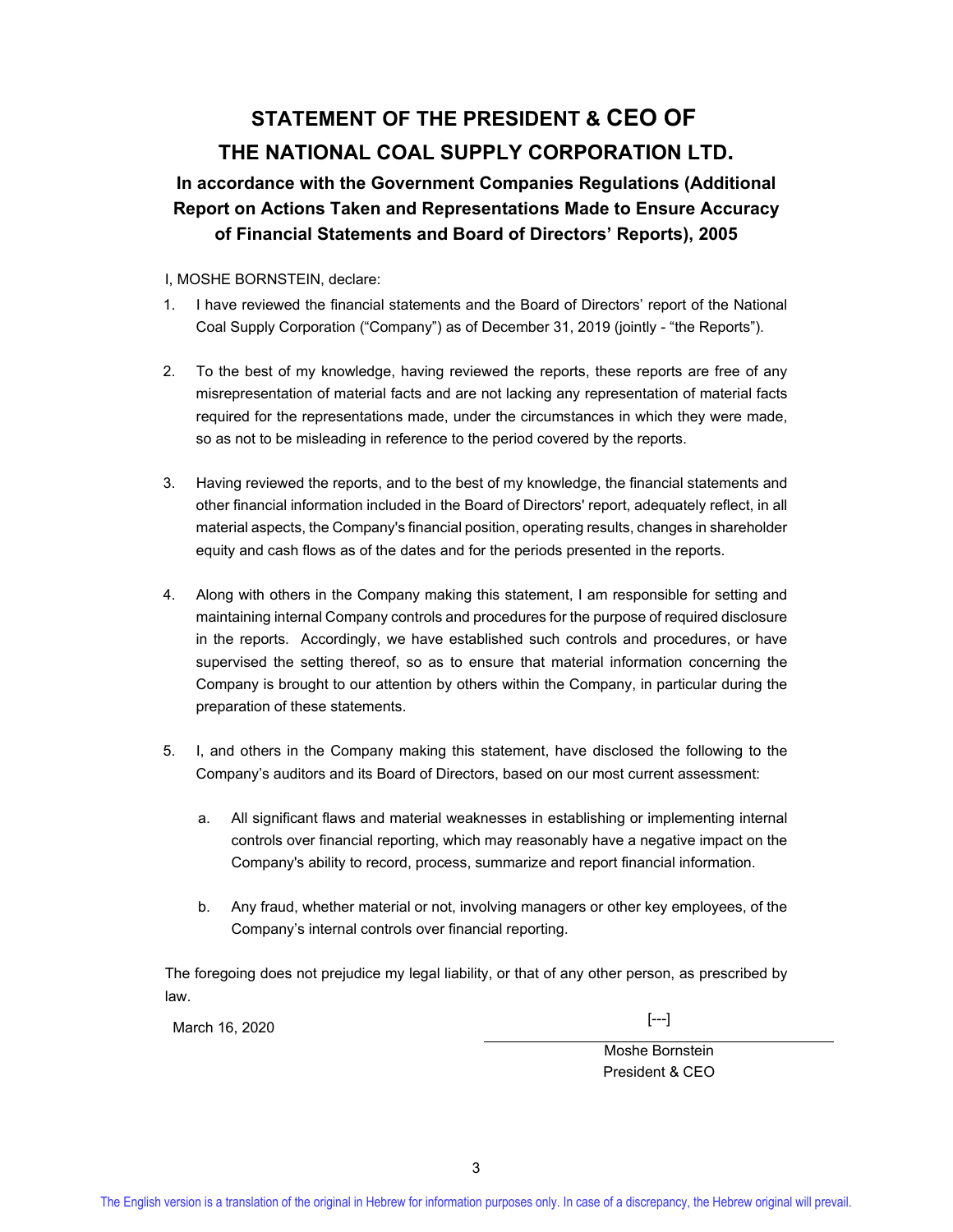# STATEMENT OF THE PRESIDENT & CEO OF THE NATIONAL COAL SUPPLY CORPORATION LTD.

## In accordance with the Government Companies Regulations (Additional Report on Actions Taken and Representations Made to Ensure Accuracy of Financial Statements and Board of Directors' Reports), 2005

I, MOSHE BORNSTEIN, declare:

1. I have reviewed the financial statements and the Board of Directors' report of the National Coal Supply Corporation ("Company") as of December 31, 2019 (jointly - "the Reports").

2. To the best of my knowledge, having reviewed the reports, these reports are free of any misrepresentation of material facts and are not lacking any representation of material facts required for the representations made, under the circumstances in which they were made, so as not to be misleading in reference to the period covered by the reports.

3. Having reviewed the reports, and to the best of my knowledge, the financial statements and other financial information included in the Board of Directors' report, adequately reflect, in all material aspects, the Company's financial position, operating results, changes in shareholder equity and cash flows as of the dates and for the periods presented in the reports.

4. Along with others in the Company making this statement, I am responsible for setting and maintaining internal Company controls and procedures for the purpose of required disclosure in the reports. Accordingly, we have established such controls and procedures, or have supervised the setting thereof, so as to ensure that material information concerning the Company is brought to our attention by others within the Company, in particular during the preparation of these statements.

5. I, and others in the Company making this statement, have disclosed the following to the Company's auditors and its Board of Directors, based on our most current assessment:

   a. All significant flaws and material weaknesses in establishing or implementing internal controls over financial reporting, which may reasonably have a negative impact on the Company's ability to record, process, summarize and report financial information.

   b. Any fraud, whether material or not, involving managers or other key employees, of the Company's internal controls over financial reporting.

The foregoing does not prejudice my legal liability, or that of any other person, as prescribed by law.

March 16, 2020

[---]

Moshe Bornstein
President & CEO

The English version is a translation of the original in Hebrew for information purposes only. In case of a discrepancy, the Hebrew original will prevail.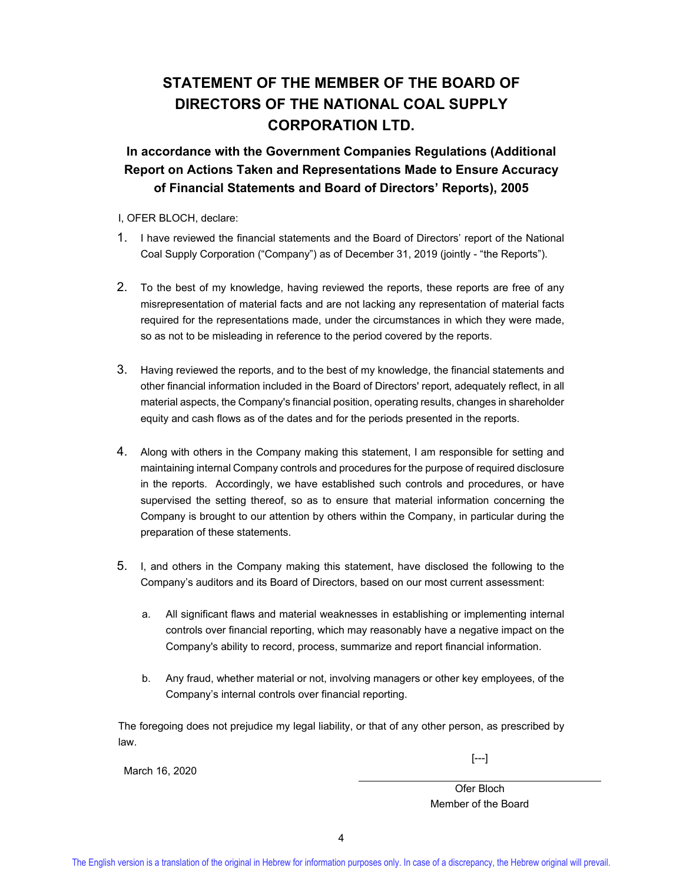# STATEMENT OF THE MEMBER OF THE BOARD OF DIRECTORS OF THE NATIONAL COAL SUPPLY CORPORATION LTD.

### In accordance with the Government Companies Regulations (Additional Report on Actions Taken and Representations Made to Ensure Accuracy of Financial Statements and Board of Directors' Reports), 2005

I, OFER BLOCH, declare:

1. I have reviewed the financial statements and the Board of Directors' report of the National Coal Supply Corporation ("Company") as of December 31, 2019 (jointly - "the Reports").

2. To the best of my knowledge, having reviewed the reports, these reports are free of any misrepresentation of material facts and are not lacking any representation of material facts required for the representations made, under the circumstances in which they were made, so as not to be misleading in reference to the period covered by the reports.

3. Having reviewed the reports, and to the best of my knowledge, the financial statements and other financial information included in the Board of Directors' report, adequately reflect, in all material aspects, the Company's financial position, operating results, changes in shareholder equity and cash flows as of the dates and for the periods presented in the reports.

4. Along with others in the Company making this statement, I am responsible for setting and maintaining internal Company controls and procedures for the purpose of required disclosure in the reports. Accordingly, we have established such controls and procedures, or have supervised the setting thereof, so as to ensure that material information concerning the Company is brought to our attention by others within the Company, in particular during the preparation of these statements.

5. I, and others in the Company making this statement, have disclosed the following to the Company's auditors and its Board of Directors, based on our most current assessment:

   a. All significant flaws and material weaknesses in establishing or implementing internal controls over financial reporting, which may reasonably have a negative impact on the Company's ability to record, process, summarize and report financial information.

   b. Any fraud, whether material or not, involving managers or other key employees, of the Company's internal controls over financial reporting.

The foregoing does not prejudice my legal liability, or that of any other person, as prescribed by law.

March 16, 2020

[---]

Ofer Bloch
Member of the Board

The English version is a translation of the original in Hebrew for information purposes only. In case of a discrepancy, the Hebrew original will prevail.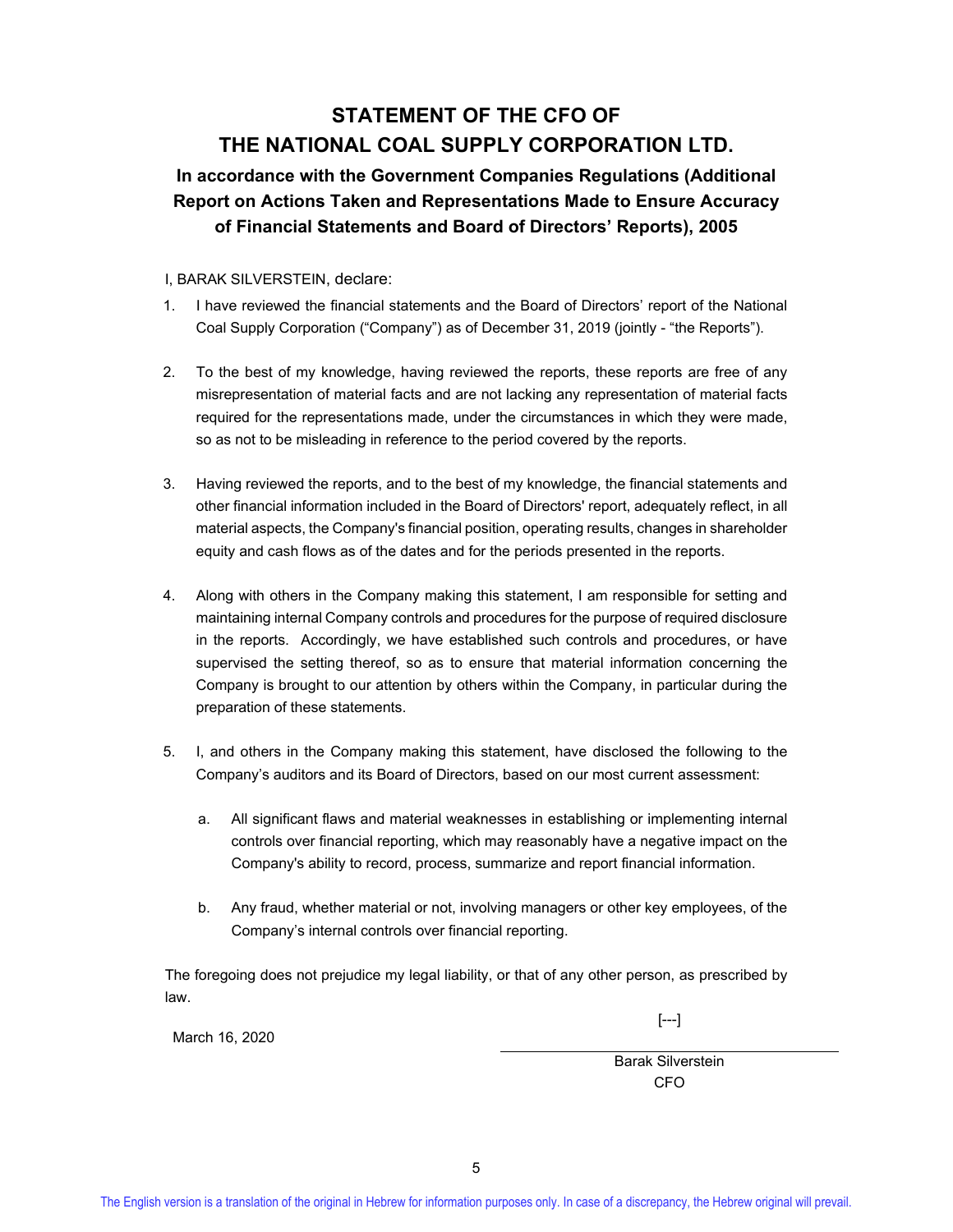# STATEMENT OF THE CFO OF THE NATIONAL COAL SUPPLY CORPORATION LTD.

### In accordance with the Government Companies Regulations (Additional Report on Actions Taken and Representations Made to Ensure Accuracy of Financial Statements and Board of Directors' Reports), 2005

I, BARAK SILVERSTEIN, declare:

1. I have reviewed the financial statements and the Board of Directors' report of the National Coal Supply Corporation ("Company") as of December 31, 2019 (jointly - "the Reports").

2. To the best of my knowledge, having reviewed the reports, these reports are free of any misrepresentation of material facts and are not lacking any representation of material facts required for the representations made, under the circumstances in which they were made, so as not to be misleading in reference to the period covered by the reports.

3. Having reviewed the reports, and to the best of my knowledge, the financial statements and other financial information included in the Board of Directors' report, adequately reflect, in all material aspects, the Company's financial position, operating results, changes in shareholder equity and cash flows as of the dates and for the periods presented in the reports.

4. Along with others in the Company making this statement, I am responsible for setting and maintaining internal Company controls and procedures for the purpose of required disclosure in the reports. Accordingly, we have established such controls and procedures, or have supervised the setting thereof, so as to ensure that material information concerning the Company is brought to our attention by others within the Company, in particular during the preparation of these statements.

5. I, and others in the Company making this statement, have disclosed the following to the Company's auditors and its Board of Directors, based on our most current assessment:

   a. All significant flaws and material weaknesses in establishing or implementing internal controls over financial reporting, which may reasonably have a negative impact on the Company's ability to record, process, summarize and report financial information.

   b. Any fraud, whether material or not, involving managers or other key employees, of the Company's internal controls over financial reporting.

The foregoing does not prejudice my legal liability, or that of any other person, as prescribed by law.

March 16, 2020

[---]

Barak Silverstein
CFO

The English version is a translation of the original in Hebrew for information purposes only. In case of a discrepancy, the Hebrew original will prevail.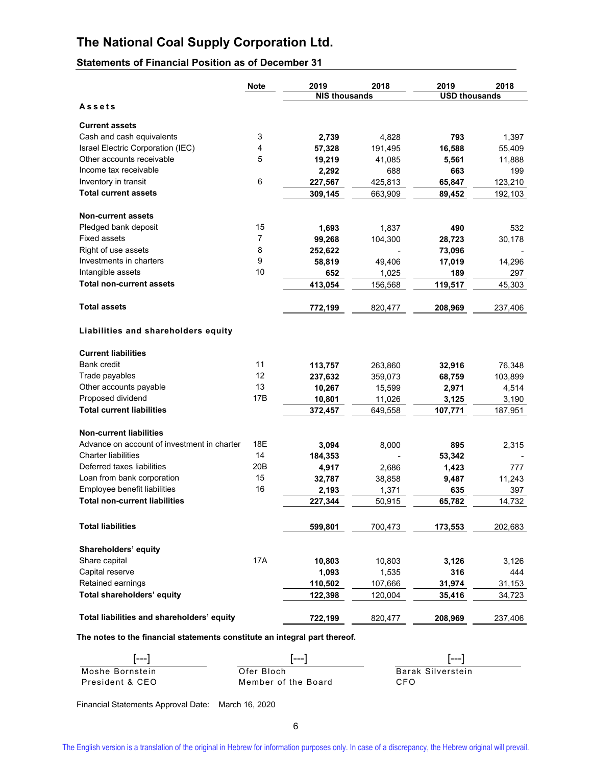# The National Coal Supply Corporation Ltd.

## Statements of Financial Position as of December 31

| | Note | 2019 | 2018 | 2019 | 2018 |
|---|---|---|---|---|---|
| | | NIS thousands | | USD thousands | |
| **Assets** | | | | | |
| **Current assets** | | | | | |
| Cash and cash equivalents | 3 | **2,739** | 4,828 | **793** | 1,397 |
| Israel Electric Corporation (IEC) | 4 | **57,328** | 191,495 | **16,588** | 55,409 |
| Other accounts receivable | 5 | **19,219** | 41,085 | **5,561** | 11,888 |
| Income tax receivable | | **2,292** | 688 | **663** | 199 |
| Inventory in transit | 6 | **227,567** | 425,813 | **65,847** | 123,210 |
| **Total current assets** | | **309,145** | 663,909 | **89,452** | 192,103 |
| **Non-current assets** | | | | | |
| Pledged bank deposit | 15 | **1,693** | 1,837 | **490** | 532 |
| Fixed assets | 7 | **99,268** | 104,300 | **28,723** | 30,178 |
| Right of use assets | 8 | **252,622** | - | **73,096** | - |
| Investments in charters | 9 | **58,819** | 49,406 | **17,019** | 14,296 |
| Intangible assets | 10 | **652** | 1,025 | **189** | 297 |
| **Total non-current assets** | | **413,054** | 156,568 | **119,517** | 45,303 |
| **Total assets** | | **772,199** | 820,477 | **208,969** | 237,406 |
| **Liabilities and shareholders equity** | | | | | |
| **Current liabilities** | | | | | |
| Bank credit | 11 | **113,757** | 263,860 | **32,916** | 76,348 |
| Trade payables | 12 | **237,632** | 359,073 | **68,759** | 103,899 |
| Other accounts payable | 13 | **10,267** | 15,599 | **2,971** | 4,514 |
| Proposed dividend | 17B | **10,801** | 11,026 | **3,125** | 3,190 |
| **Total current liabilities** | | **372,457** | 649,558 | **107,771** | 187,951 |
| **Non-current liabilities** | | | | | |
| Advance on account of investment in charter | 18E | **3,094** | 8,000 | **895** | 2,315 |
| Charter liabilities | 14 | **184,353** | - | **53,342** | - |
| Deferred taxes liabilities | 20B | **4,917** | 2,686 | **1,423** | 777 |
| Loan from bank corporation | 15 | **32,787** | 38,858 | **9,487** | 11,243 |
| Employee benefit liabilities | 16 | **2,193** | 1,371 | **635** | 397 |
| **Total non-current liabilities** | | **227,344** | 50,915 | **65,782** | 14,732 |
| **Total liabilities** | | **599,801** | 700,473 | **173,553** | 202,683 |
| **Shareholders' equity** | | | | | |
| Share capital | 17A | **10,803** | 10,803 | **3,126** | 3,126 |
| Capital reserve | | **1,093** | 1,535 | **316** | 444 |
| Retained earnings | | **110,502** | 107,666 | **31,974** | 31,153 |
| **Total shareholders' equity** | | **122,398** | 120,004 | **35,416** | 34,723 |
| **Total liabilities and shareholders' equity** | | **722,199** | 820,477 | **208,969** | 237,406 |

**The notes to the financial statements constitute an integral part thereof.**

| [---] | [---] | [---] |
|---|---|---|
| Moshe Bornstein | Ofer Bloch | Barak Silverstein |
| President & CEO | Member of the Board | CFO |

Financial Statements Approval Date: March 16, 2020

The English version is a translation of the original in Hebrew for information purposes only. In case of a discrepancy, the Hebrew original will prevail.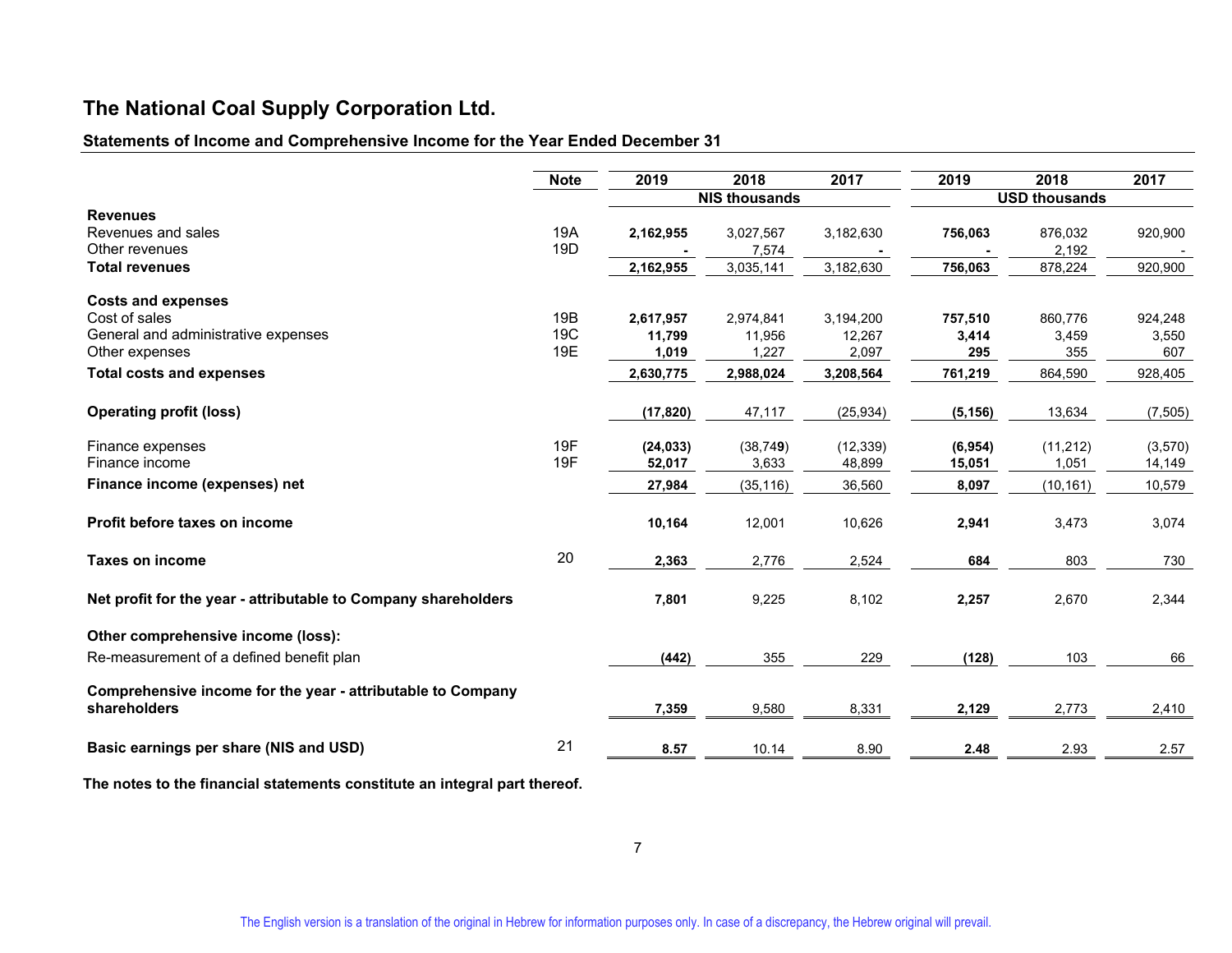# The National Coal Supply Corporation Ltd.

## Statements of Income and Comprehensive Income for the Year Ended December 31

| | Note | 2019 | 2018 | 2017 | 2019 | 2018 | 2017 |
|---|---|---|---|---|---|---|---|
| | | NIS thousands | | | USD thousands | | |
| **Revenues** | | | | | | | |
| Revenues and sales | 19A | **2,162,955** | 3,027,567 | 3,182,630 | **756,063** | 876,032 | 920,900 |
| Other revenues | 19D | **-** | 7,574 | - | **-** | 2,192 | - |
| **Total revenues** | | **2,162,955** | 3,035,141 | 3,182,630 | **756,063** | 878,224 | 920,900 |
| **Costs and expenses** | | | | | | | |
| Cost of sales | 19B | **2,617,957** | 2,974,841 | 3,194,200 | **757,510** | 860,776 | 924,248 |
| General and administrative expenses | 19C | **11,799** | 11,956 | 12,267 | **3,414** | 3,459 | 3,550 |
| Other expenses | 19E | **1,019** | 1,227 | 2,097 | **295** | 355 | 607 |
| **Total costs and expenses** | | **2,630,775** | **2,988,024** | **3,208,564** | **761,219** | 864,590 | 928,405 |
| **Operating profit (loss)** | | **(17,820)** | 47,117 | (25,934) | **(5,156)** | 13,634 | (7,505) |
| Finance expenses | 19F | **(24,033)** | (38,749) | (12,339) | **(6,954)** | (11,212) | (3,570) |
| Finance income | 19F | **52,017** | 3,633 | 48,899 | **15,051** | 1,051 | 14,149 |
| **Finance income (expenses) net** | | **27,984** | (35,116) | 36,560 | **8,097** | (10,161) | 10,579 |
| **Profit before taxes on income** | | **10,164** | 12,001 | 10,626 | **2,941** | 3,473 | 3,074 |
| **Taxes on income** | 20 | **2,363** | 2,776 | 2,524 | **684** | 803 | 730 |
| **Net profit for the year - attributable to Company shareholders** | | **7,801** | 9,225 | 8,102 | **2,257** | 2,670 | 2,344 |
| **Other comprehensive income (loss):** | | | | | | | |
| Re-measurement of a defined benefit plan | | **(442)** | 355 | 229 | **(128)** | 103 | 66 |
| **Comprehensive income for the year - attributable to Company shareholders** | | **7,359** | 9,580 | 8,331 | **2,129** | 2,773 | 2,410 |
| **Basic earnings per share (NIS and USD)** | 21 | **8.57** | 10.14 | 8.90 | **2.48** | 2.93 | 2.57 |

**The notes to the financial statements constitute an integral part thereof.**

The English version is a translation of the original in Hebrew for information purposes only. In case of a discrepancy, the Hebrew original will prevail.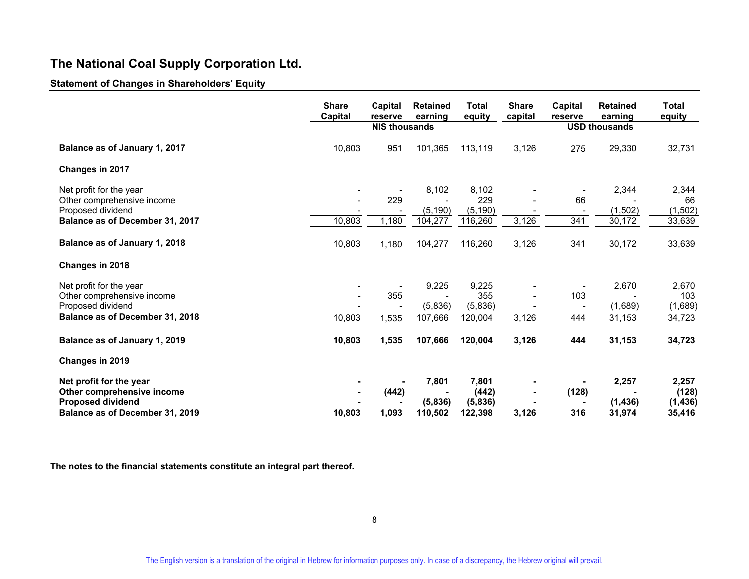# The National Coal Supply Corporation Ltd.

## Statement of Changes in Shareholders' Equity

| | Share Capital | Capital reserve | Retained earning | Total equity | Share capital | Capital reserve | Retained earning | Total equity |
|---|---|---|---|---|---|---|---|---|
| | NIS thousands | | | | USD thousands | | | |
| **Balance as of January 1, 2017** | 10,803 | 951 | 101,365 | 113,119 | 3,126 | 275 | 29,330 | 32,731 |
| **Changes in 2017** | | | | | | | | |
| Net profit for the year | - | - | 8,102 | 8,102 | - | - | 2,344 | 2,344 |
| Other comprehensive income | - | 229 | - | 229 | - | 66 | - | 66 |
| Proposed dividend | - | - | (5,190) | (5,190) | - | - | (1,502) | (1,502) |
| **Balance as of December 31, 2017** | 10,803 | 1,180 | 104,277 | 116,260 | 3,126 | 341 | 30,172 | 33,639 |
| **Balance as of January 1, 2018** | 10,803 | 1,180 | 104,277 | 116,260 | 3,126 | 341 | 30,172 | 33,639 |
| **Changes in 2018** | | | | | | | | |
| Net profit for the year | - | - | 9,225 | 9,225 | - | - | 2,670 | 2,670 |
| Other comprehensive income | - | 355 | - | 355 | - | 103 | - | 103 |
| Proposed dividend | - | - | (5,836) | (5,836) | - | - | (1,689) | (1,689) |
| **Balance as of December 31, 2018** | 10,803 | 1,535 | 107,666 | 120,004 | 3,126 | 444 | 31,153 | 34,723 |
| **Balance as of January 1, 2019** | **10,803** | **1,535** | **107,666** | **120,004** | **3,126** | **444** | **31,153** | **34,723** |
| **Changes in 2019** | | | | | | | | |
| **Net profit for the year** | **-** | **-** | **7,801** | **7,801** | **-** | **-** | **2,257** | **2,257** |
| **Other comprehensive income** | **-** | **(442)** | **-** | **(442)** | **-** | **(128)** | **-** | **(128)** |
| **Proposed dividend** | **-** | **-** | **(5,836)** | **(5,836)** | **-** | **-** | **(1,436)** | **(1,436)** |
| **Balance as of December 31, 2019** | **10,803** | **1,093** | **110,502** | **122,398** | **3,126** | **316** | **31,974** | **35,416** |

**The notes to the financial statements constitute an integral part thereof.**

The English version is a translation of the original in Hebrew for information purposes only. In case of a discrepancy, the Hebrew original will prevail.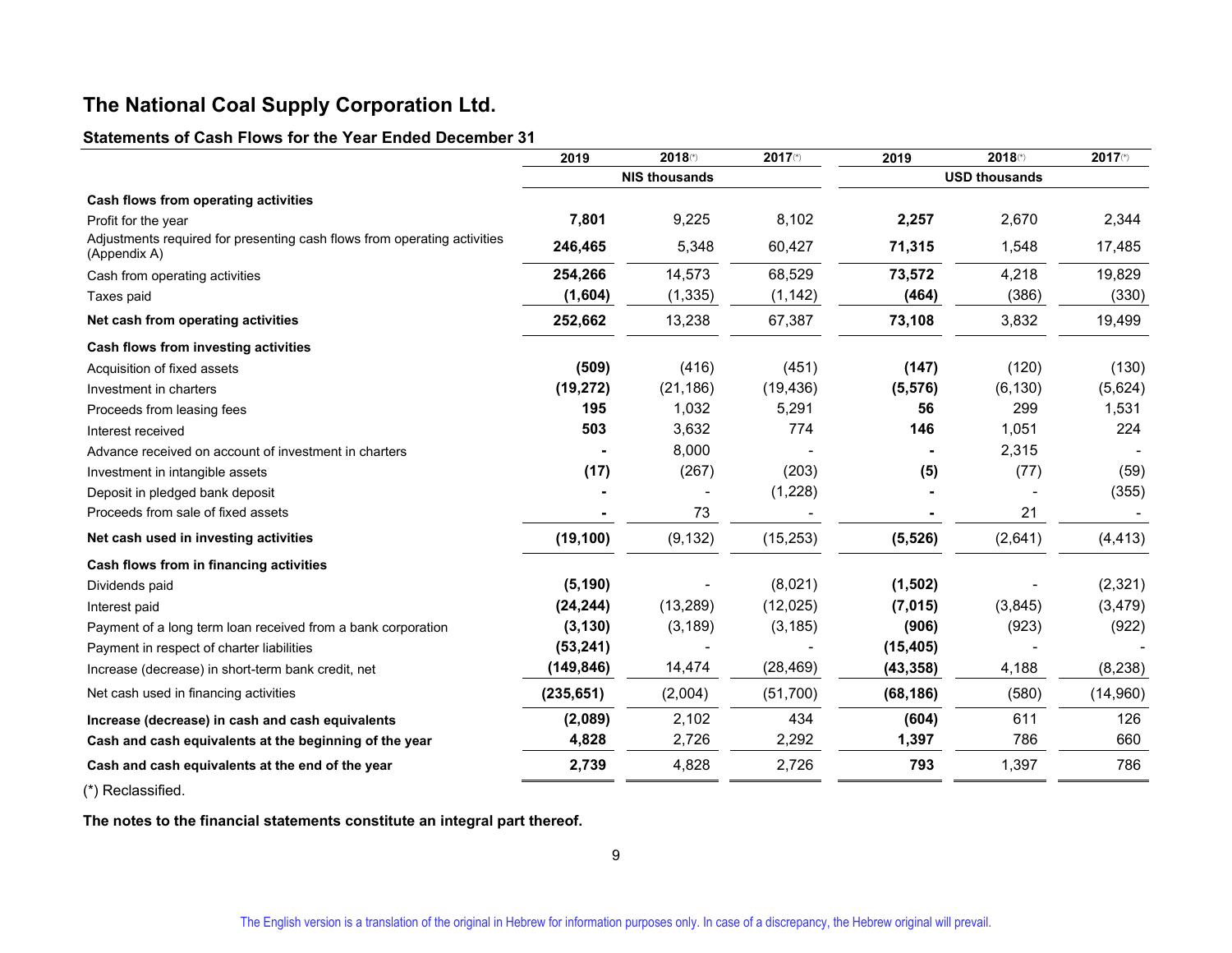## The National Coal Supply Corporation Ltd.

### Statements of Cash Flows for the Year Ended December 31

| | 2019 | 2018(*) | 2017(*) | 2019 | 2018(*) | 2017(*) |
|---|---|---|---|---|---|---|
| | NIS thousands | | | USD thousands | | |
| **Cash flows from operating activities** | | | | | | |
| Profit for the year | **7,801** | 9,225 | 8,102 | **2,257** | 2,670 | 2,344 |
| Adjustments required for presenting cash flows from operating activities (Appendix A) | **246,465** | 5,348 | 60,427 | **71,315** | 1,548 | 17,485 |
| Cash from operating activities | **254,266** | 14,573 | 68,529 | **73,572** | 4,218 | 19,829 |
| Taxes paid | **(1,604)** | (1,335) | (1,142) | **(464)** | (386) | (330) |
| **Net cash from operating activities** | **252,662** | 13,238 | 67,387 | **73,108** | 3,832 | 19,499 |
| **Cash flows from investing activities** | | | | | | |
| Acquisition of fixed assets | **(509)** | (416) | (451) | **(147)** | (120) | (130) |
| Investment in charters | **(19,272)** | (21,186) | (19,436) | **(5,576)** | (6,130) | (5,624) |
| Proceeds from leasing fees | **195** | 1,032 | 5,291 | **56** | 299 | 1,531 |
| Interest received | **503** | 3,632 | 774 | **146** | 1,051 | 224 |
| Advance received on account of investment in charters | **-** | 8,000 | - | **-** | 2,315 | - |
| Investment in intangible assets | **(17)** | (267) | (203) | **(5)** | (77) | (59) |
| Deposit in pledged bank deposit | **-** | - | (1,228) | **-** | - | (355) |
| Proceeds from sale of fixed assets | **-** | 73 | - | **-** | 21 | - |
| **Net cash used in investing activities** | **(19,100)** | (9,132) | (15,253) | **(5,526)** | (2,641) | (4,413) |
| **Cash flows from in financing activities** | | | | | | |
| Dividends paid | **(5,190)** | - | (8,021) | **(1,502)** | - | (2,321) |
| Interest paid | **(24,244)** | (13,289) | (12,025) | **(7,015)** | (3,845) | (3,479) |
| Payment of a long term loan received from a bank corporation | **(3,130)** | (3,189) | (3,185) | **(906)** | (923) | (922) |
| Payment in respect of charter liabilities | **(53,241)** | - | - | **(15,405)** | - | - |
| Increase (decrease) in short-term bank credit, net | **(149,846)** | 14,474 | (28,469) | **(43,358)** | 4,188 | (8,238) |
| Net cash used in financing activities | **(235,651)** | (2,004) | (51,700) | **(68,186)** | (580) | (14,960) |
| **Increase (decrease) in cash and cash equivalents** | **(2,089)** | 2,102 | 434 | **(604)** | 611 | 126 |
| **Cash and cash equivalents at the beginning of the year** | **4,828** | 2,726 | 2,292 | **1,397** | 786 | 660 |
| **Cash and cash equivalents at the end of the year** | **2,739** | 4,828 | 2,726 | **793** | 1,397 | 786 |

(*) Reclassified.

**The notes to the financial statements constitute an integral part thereof.**

The English version is a translation of the original in Hebrew for information purposes only. In case of a discrepancy, the Hebrew original will prevail.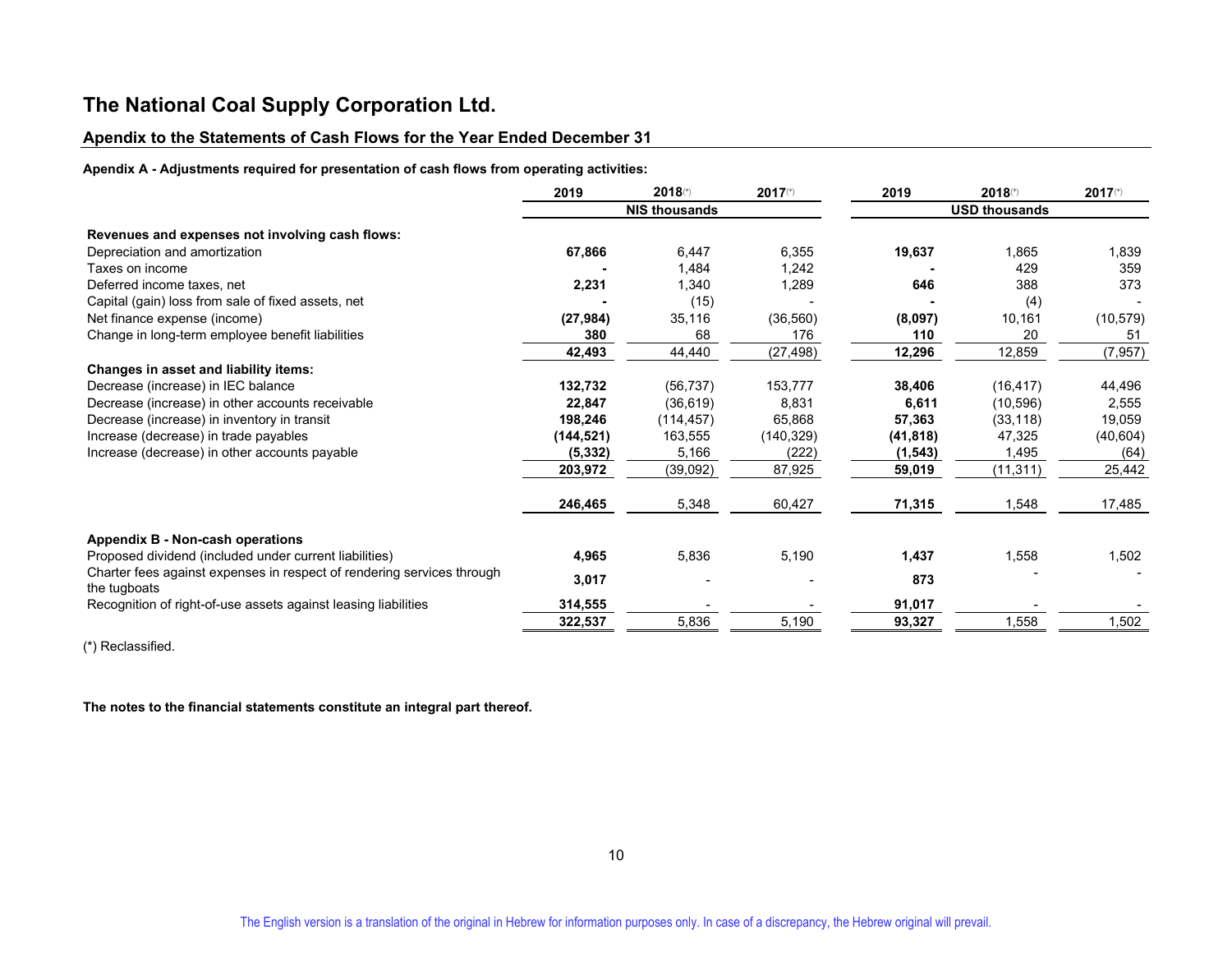# The National Coal Supply Corporation Ltd.

## Apendix to the Statements of Cash Flows for the Year Ended December 31

**Apendix A - Adjustments required for presentation of cash flows from operating activities:**

| | 2019 | 2018(*) | 2017(*) | 2019 | 2018(*) | 2017(*) |
|---|---|---|---|---|---|---|
| | NIS thousands | | | USD thousands | | |
| **Revenues and expenses not involving cash flows:** | | | | | | |
| Depreciation and amortization | **67,866** | 6,447 | 6,355 | **19,637** | 1,865 | 1,839 |
| Taxes on income | **-** | 1,484 | 1,242 | **-** | 429 | 359 |
| Deferred income taxes, net | **2,231** | 1,340 | 1,289 | **646** | 388 | 373 |
| Capital (gain) loss from sale of fixed assets, net | **-** | (15) | - | **-** | (4) | - |
| Net finance expense (income) | **(27,984)** | 35,116 | (36,560) | **(8,097)** | 10,161 | (10,579) |
| Change in long-term employee benefit liabilities | **380** | 68 | 176 | **110** | 20 | 51 |
| | **42,493** | 44,440 | (27,498) | **12,296** | 12,859 | (7,957) |
| **Changes in asset and liability items:** | | | | | | |
| Decrease (increase) in IEC balance | **132,732** | (56,737) | 153,777 | **38,406** | (16,417) | 44,496 |
| Decrease (increase) in other accounts receivable | **22,847** | (36,619) | 8,831 | **6,611** | (10,596) | 2,555 |
| Decrease (increase) in inventory in transit | **198,246** | (114,457) | 65,868 | **57,363** | (33,118) | 19,059 |
| Increase (decrease) in trade payables | **(144,521)** | 163,555 | (140,329) | **(41,818)** | 47,325 | (40,604) |
| Increase (decrease) in other accounts payable | **(5,332)** | 5,166 | (222) | **(1,543)** | 1,495 | (64) |
| | **203,972** | (39,092) | 87,925 | **59,019** | (11,311) | 25,442 |
| | **246,465** | 5,348 | 60,427 | **71,315** | 1,548 | 17,485 |
| **Appendix B - Non-cash operations** | | | | | | |
| Proposed dividend (included under current liabilities) | **4,965** | 5,836 | 5,190 | **1,437** | 1,558 | 1,502 |
| Charter fees against expenses in respect of rendering services through the tugboats | **3,017** | - | - | **873** | - | - |
| Recognition of right-of-use assets against leasing liabilities | **314,555** | - | - | **91,017** | - | - |
| | **322,537** | 5,836 | 5,190 | **93,327** | 1,558 | 1,502 |

(*) Reclassified.

**The notes to the financial statements constitute an integral part thereof.**

The English version is a translation of the original in Hebrew for information purposes only. In case of a discrepancy, the Hebrew original will prevail.